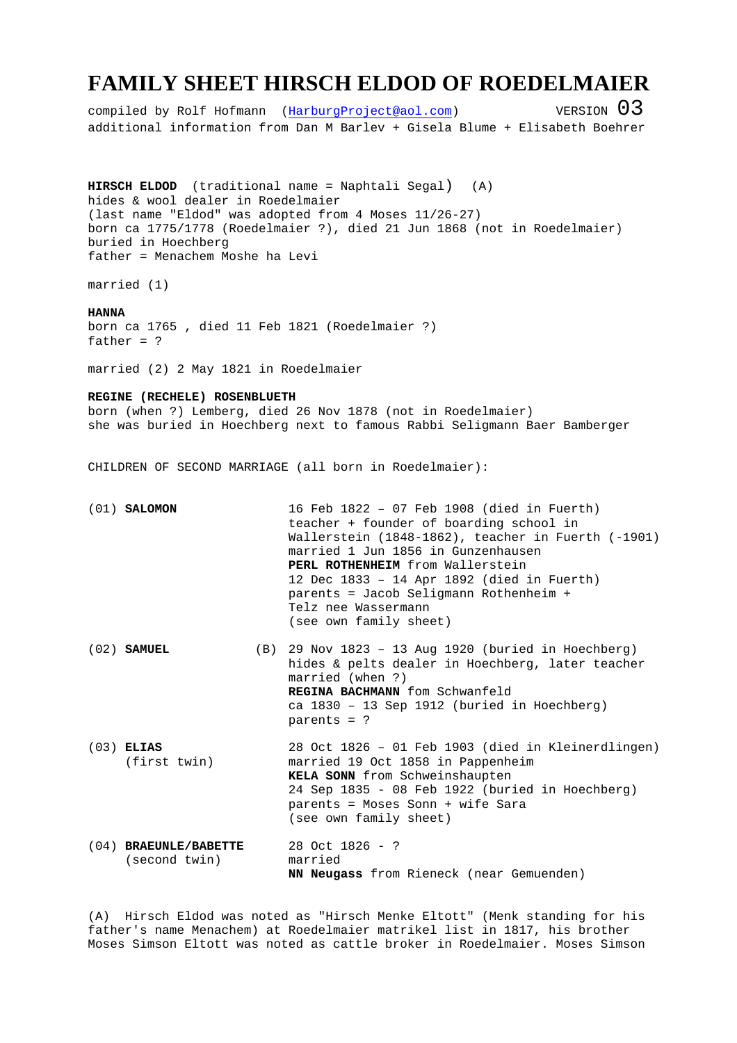# FAMILY SHEET HIRSCH ELDOD OF ROEDELMAIER

compiled by Rolf Hofmann (HarburgProject@aol.com) VERSION 03
additional information from Dan M Barlev + Gisela Blume + Elisabeth Boehrer

**HIRSCH ELDOD** (traditional name = Naphtali Segal) (A)
hides & wool dealer in Roedelmaier
(last name "Eldod" was adopted from 4 Moses 11/26-27)
born ca 1775/1778 (Roedelmaier ?), died 21 Jun 1868 (not in Roedelmaier)
buried in Hoechberg
father = Menachem Moshe ha Levi

married (1)

**HANNA**
born ca 1765 , died 11 Feb 1821 (Roedelmaier ?)
father = ?

married (2) 2 May 1821 in Roedelmaier

**REGINE (RECHELE) ROSENBLUETH**
born (when ?) Lemberg, died 26 Nov 1878 (not in Roedelmaier)
she was buried in Hoechberg next to famous Rabbi Seligmann Baer Bamberger

CHILDREN OF SECOND MARRIAGE (all born in Roedelmaier):

| | | |
|---|---|---|
| (01) **SALOMON** | | 16 Feb 1822 – 07 Feb 1908 (died in Fuerth)<br>teacher + founder of boarding school in Wallerstein (1848-1862), teacher in Fuerth (-1901)<br>married 1 Jun 1856 in Gunzenhausen<br>**PERL ROTHENHEIM** from Wallerstein<br>12 Dec 1833 – 14 Apr 1892 (died in Fuerth)<br>parents = Jacob Seligmann Rothenheim + Telz nee Wassermann<br>(see own family sheet) |
| (02) **SAMUEL** | (B) | 29 Nov 1823 – 13 Aug 1920 (buried in Hoechberg)<br>hides & pelts dealer in Hoechberg, later teacher<br>married (when ?)<br>**REGINA BACHMANN** fom Schwanfeld<br>ca 1830 – 13 Sep 1912 (buried in Hoechberg)<br>parents = ? |
| (03) **ELIAS**<br>(first twin) | | 28 Oct 1826 – 01 Feb 1903 (died in Kleinerdlingen)<br>married 19 Oct 1858 in Pappenheim<br>**KELA SONN** from Schweinshaupten<br>24 Sep 1835 - 08 Feb 1922 (buried in Hoechberg)<br>parents = Moses Sonn + wife Sara<br>(see own family sheet) |
| (04) **BRAEUNLE/BABETTE**<br>(second twin) | | 28 Oct 1826 - ?<br>married<br>**NN Neugass** from Rieneck (near Gemuenden) |

(A) Hirsch Eldod was noted as "Hirsch Menke Eltott" (Menk standing for his father's name Menachem) at Roedelmaier matrikel list in 1817, his brother Moses Simson Eltott was noted as cattle broker in Roedelmaier. Moses Simson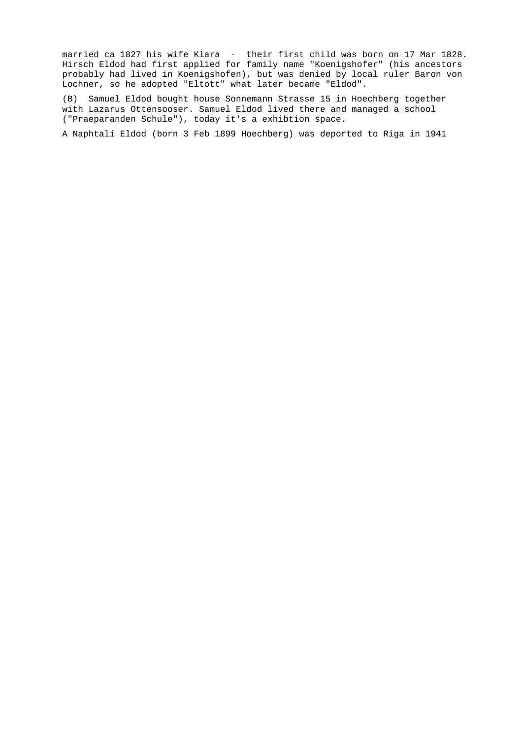married ca 1827 his wife Klara - their first child was born on 17 Mar 1828. Hirsch Eldod had first applied for family name "Koenigshofer" (his ancestors probably had lived in Koenigshofen), but was denied by local ruler Baron von Lochner, so he adopted "Eltott" what later became "Eldod".

(B) Samuel Eldod bought house Sonnemann Strasse 15 in Hoechberg together with Lazarus Ottensooser. Samuel Eldod lived there and managed a school ("Praeparanden Schule"), today it's a exhibtion space.

A Naphtali Eldod (born 3 Feb 1899 Hoechberg) was deported to Riga in 1941